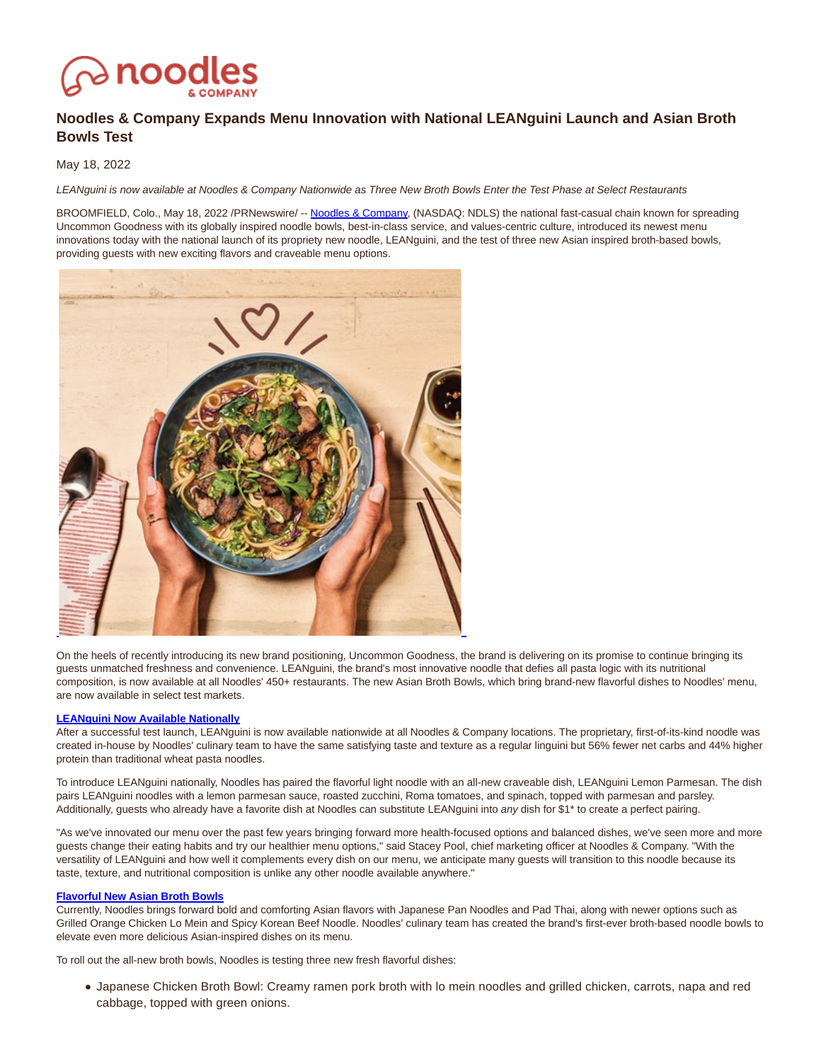# Noodles & Company Expands Menu Innovation with National LEANguini Launch and Asian Broth Bowls Test

May 18, 2022

*LEANguini is now available at Noodles & Company Nationwide as Three New Broth Bowls Enter the Test Phase at Select Restaurants*

BROOMFIELD, Colo., May 18, 2022 /PRNewswire/ -- Noodles & Company, (NASDAQ: NDLS) the national fast-casual chain known for spreading Uncommon Goodness with its globally inspired noodle bowls, best-in-class service, and values-centric culture, introduced its newest menu innovations today with the national launch of its propriety new noodle, LEANguini, and the test of three new Asian inspired broth-based bowls, providing guests with new exciting flavors and craveable menu options.

On the heels of recently introducing its new brand positioning, Uncommon Goodness, the brand is delivering on its promise to continue bringing its guests unmatched freshness and convenience. LEANguini, the brand's most innovative noodle that defies all pasta logic with its nutritional composition, is now available at all Noodles' 450+ restaurants. The new Asian Broth Bowls, which bring brand-new flavorful dishes to Noodles' menu, are now available in select test markets.

**LEANguini Now Available Nationally**

After a successful test launch, LEANguini is now available nationwide at all Noodles & Company locations. The proprietary, first-of-its-kind noodle was created in-house by Noodles' culinary team to have the same satisfying taste and texture as a regular linguini but 56% fewer net carbs and 44% higher protein than traditional wheat pasta noodles.

To introduce LEANguini nationally, Noodles has paired the flavorful light noodle with an all-new craveable dish, LEANguini Lemon Parmesan. The dish pairs LEANguini noodles with a lemon parmesan sauce, roasted zucchini, Roma tomatoes, and spinach, topped with parmesan and parsley. Additionally, guests who already have a favorite dish at Noodles can substitute LEANguini into *any* dish for $1* to create a perfect pairing.

"As we've innovated our menu over the past few years bringing forward more health-focused options and balanced dishes, we've seen more and more guests change their eating habits and try our healthier menu options," said Stacey Pool, chief marketing officer at Noodles & Company. "With the versatility of LEANguini and how well it complements every dish on our menu, we anticipate many guests will transition to this noodle because its taste, texture, and nutritional composition is unlike any other noodle available anywhere."

**Flavorful New Asian Broth Bowls**

Currently, Noodles brings forward bold and comforting Asian flavors with Japanese Pan Noodles and Pad Thai, along with newer options such as Grilled Orange Chicken Lo Mein and Spicy Korean Beef Noodle. Noodles' culinary team has created the brand's first-ever broth-based noodle bowls to elevate even more delicious Asian-inspired dishes on its menu.

To roll out the all-new broth bowls, Noodles is testing three new fresh flavorful dishes:

- Japanese Chicken Broth Bowl: Creamy ramen pork broth with lo mein noodles and grilled chicken, carrots, napa and red cabbage, topped with green onions.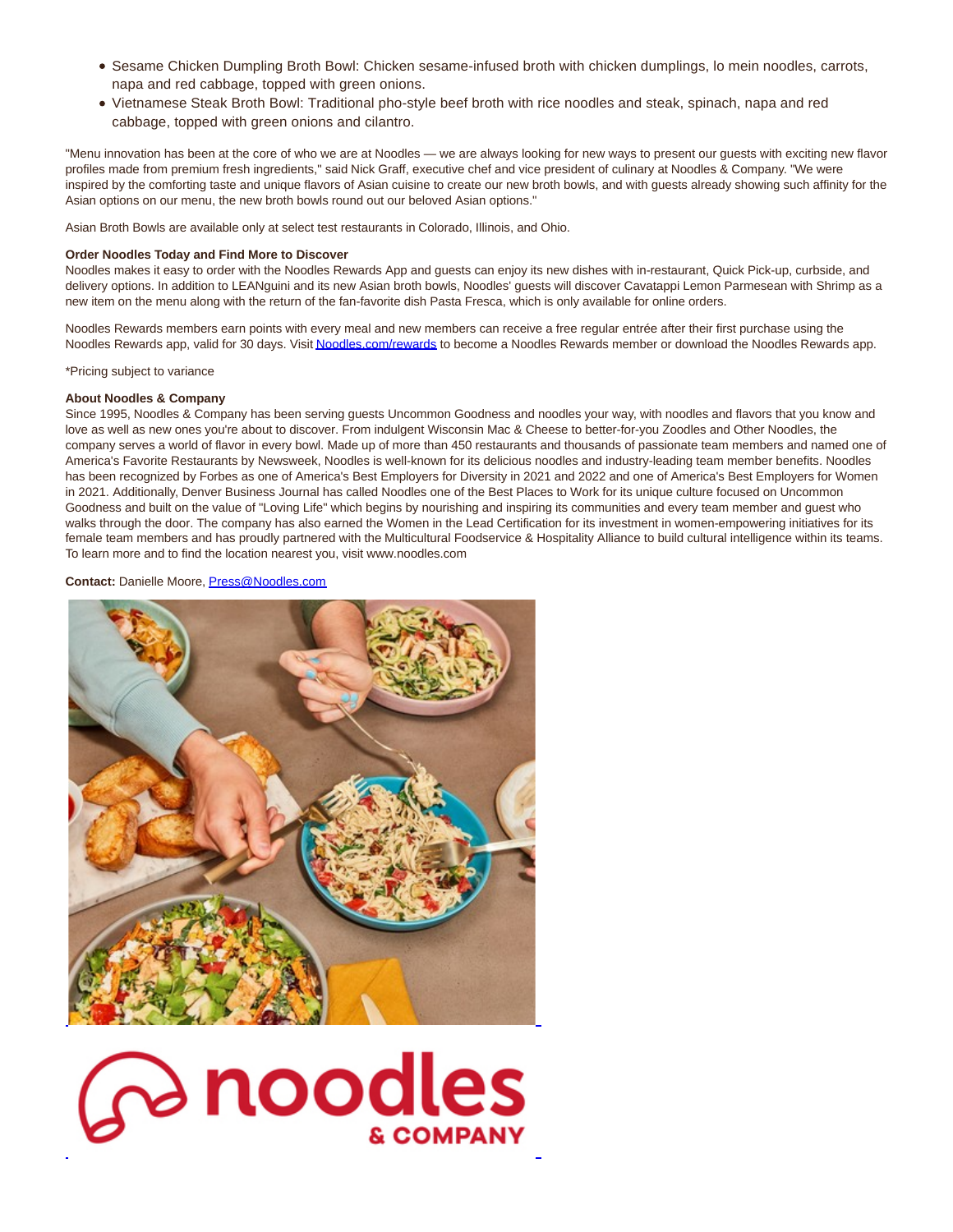- Sesame Chicken Dumpling Broth Bowl: Chicken sesame-infused broth with chicken dumplings, lo mein noodles, carrots, napa and red cabbage, topped with green onions.
- Vietnamese Steak Broth Bowl: Traditional pho-style beef broth with rice noodles and steak, spinach, napa and red cabbage, topped with green onions and cilantro.

"Menu innovation has been at the core of who we are at Noodles — we are always looking for new ways to present our guests with exciting new flavor profiles made from premium fresh ingredients," said Nick Graff, executive chef and vice president of culinary at Noodles & Company. "We were inspired by the comforting taste and unique flavors of Asian cuisine to create our new broth bowls, and with guests already showing such affinity for the Asian options on our menu, the new broth bowls round out our beloved Asian options."

Asian Broth Bowls are available only at select test restaurants in Colorado, Illinois, and Ohio.

**Order Noodles Today and Find More to Discover**

Noodles makes it easy to order with the Noodles Rewards App and guests can enjoy its new dishes with in-restaurant, Quick Pick-up, curbside, and delivery options. In addition to LEANguini and its new Asian broth bowls, Noodles' guests will discover Cavatappi Lemon Parmesean with Shrimp as a new item on the menu along with the return of the fan-favorite dish Pasta Fresca, which is only available for online orders.

Noodles Rewards members earn points with every meal and new members can receive a free regular entrée after their first purchase using the Noodles Rewards app, valid for 30 days. Visit Noodles.com/rewards to become a Noodles Rewards member or download the Noodles Rewards app.

*Pricing subject to variance

**About Noodles & Company**

Since 1995, Noodles & Company has been serving guests Uncommon Goodness and noodles your way, with noodles and flavors that you know and love as well as new ones you're about to discover. From indulgent Wisconsin Mac & Cheese to better-for-you Zoodles and Other Noodles, the company serves a world of flavor in every bowl. Made up of more than 450 restaurants and thousands of passionate team members and named one of America's Favorite Restaurants by Newsweek, Noodles is well-known for its delicious noodles and industry-leading team member benefits. Noodles has been recognized by Forbes as one of America's Best Employers for Diversity in 2021 and 2022 and one of America's Best Employers for Women in 2021. Additionally, Denver Business Journal has called Noodles one of the Best Places to Work for its unique culture focused on Uncommon Goodness and built on the value of "Loving Life" which begins by nourishing and inspiring its communities and every team member and guest who walks through the door. The company has also earned the Women in the Lead Certification for its investment in women-empowering initiatives for its female team members and has proudly partnered with the Multicultural Foodservice & Hospitality Alliance to build cultural intelligence within its teams. To learn more and to find the location nearest you, visit www.noodles.com

**Contact:** Danielle Moore, Press@Noodles.com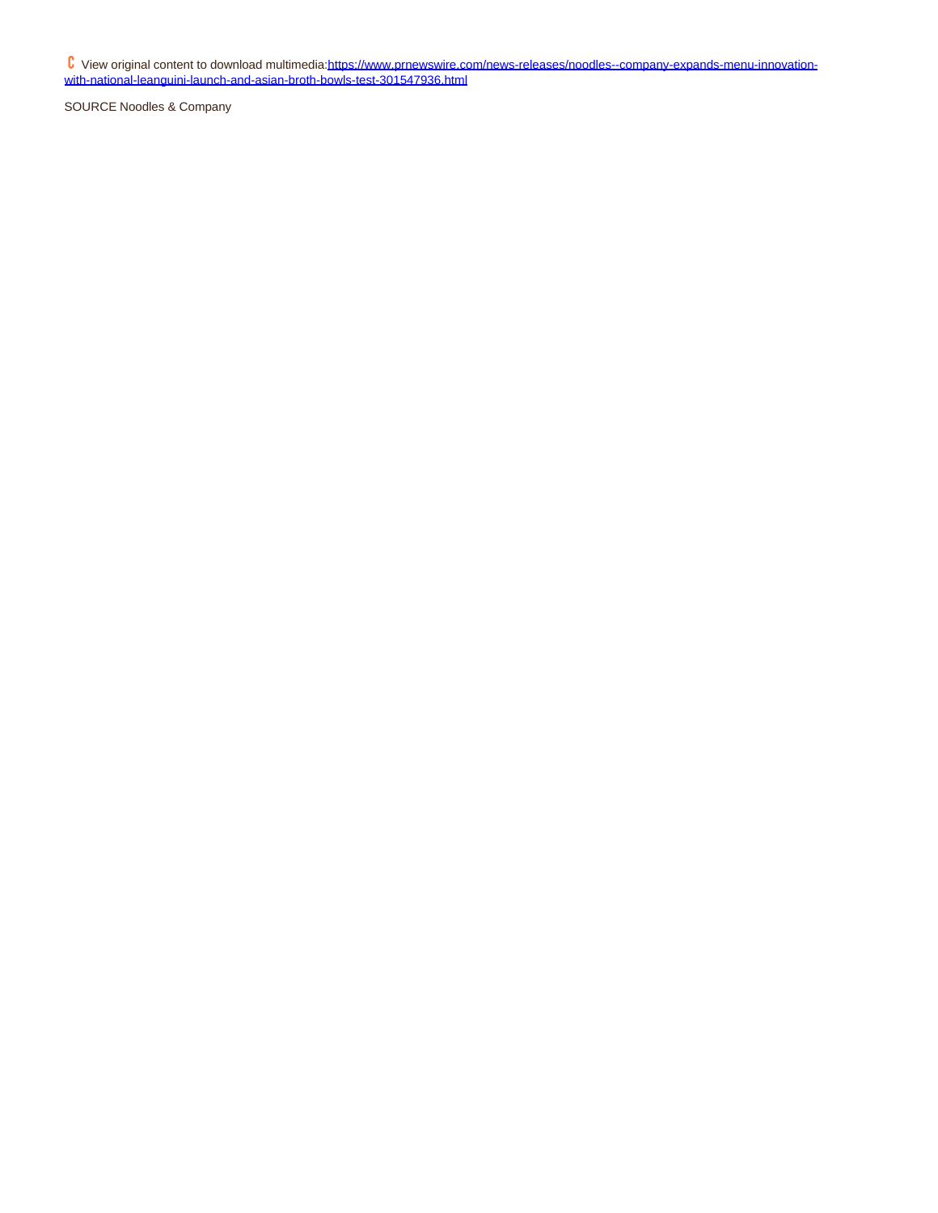View original content to download multimedia:https://www.prnewswire.com/news-releases/noodles--company-expands-menu-innovation-with-national-leanguini-launch-and-asian-broth-bowls-test-301547936.html

SOURCE Noodles & Company